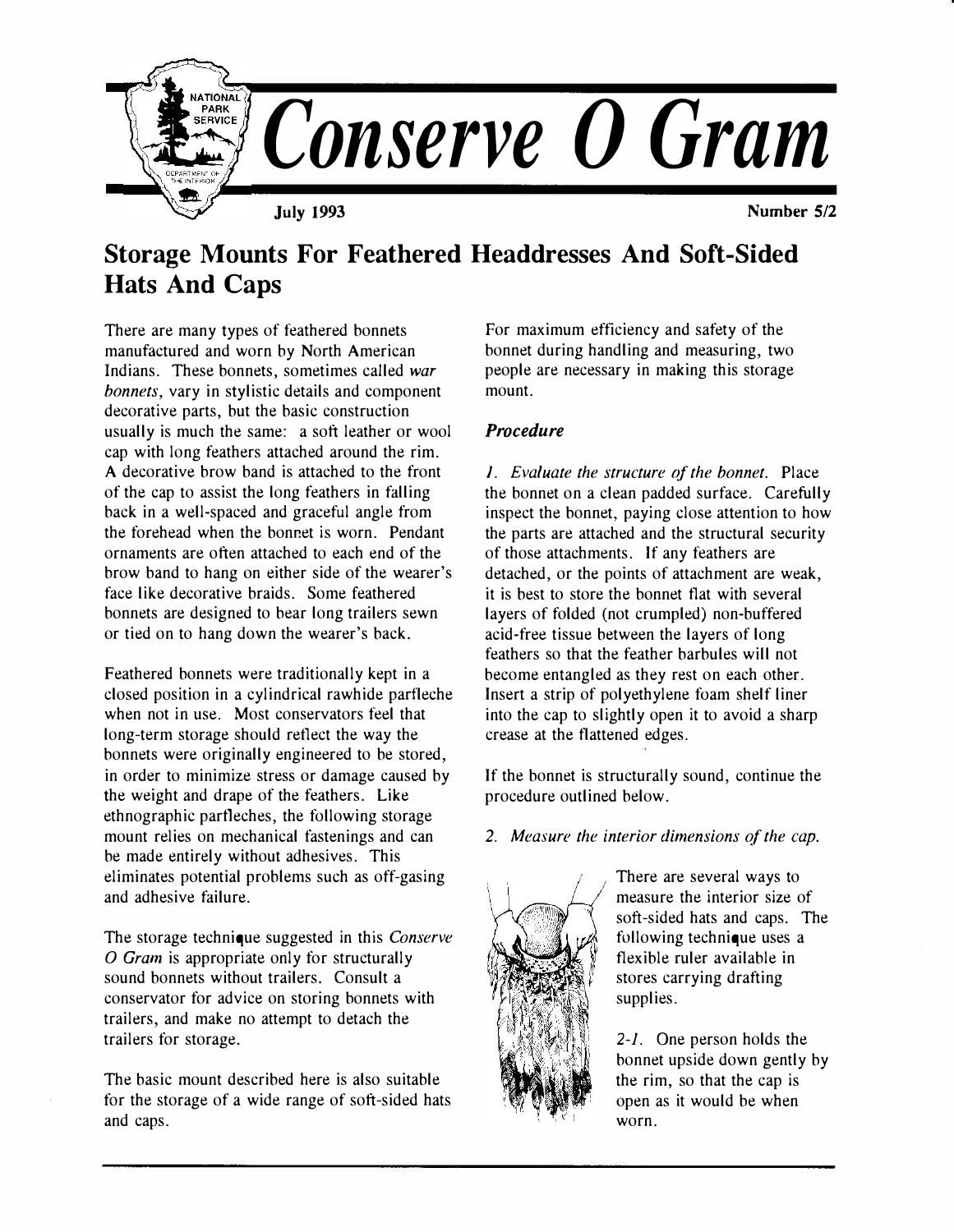# Conserve O Gram

July 1993 | Number 5/2

## Storage Mounts For Feathered Headdresses And Soft-Sided Hats And Caps

There are many types of feathered bonnets manufactured and worn by North American Indians. These bonnets, sometimes called *war bonnets*, vary in stylistic details and component decorative parts, but the basic construction usually is much the same: a soft leather or wool cap with long feathers attached around the rim. A decorative brow band is attached to the front of the cap to assist the long feathers in falling back in a well-spaced and graceful angle from the forehead when the bonnet is worn. Pendant ornaments are often attached to each end of the brow band to hang on either side of the wearer's face like decorative braids. Some feathered bonnets are designed to bear long trailers sewn or tied on to hang down the wearer's back.

Feathered bonnets were traditionally kept in a closed position in a cylindrical rawhide parfleche when not in use. Most conservators feel that long-term storage should reflect the way the bonnets were originally engineered to be stored, in order to minimize stress or damage caused by the weight and drape of the feathers. Like ethnographic parfleches, the following storage mount relies on mechanical fastenings and can be made entirely without adhesives. This eliminates potential problems such as off-gasing and adhesive failure.

The storage technique suggested in this *Conserve O Gram* is appropriate only for structurally sound bonnets without trailers. Consult a conservator for advice on storing bonnets with trailers, and make no attempt to detach the trailers for storage.

The basic mount described here is also suitable for the storage of a wide range of soft-sided hats and caps.

For maximum efficiency and safety of the bonnet during handling and measuring, two people are necessary in making this storage mount.

### *Procedure*

*1. Evaluate the structure of the bonnet.* Place the bonnet on a clean padded surface. Carefully inspect the bonnet, paying close attention to how the parts are attached and the structural security of those attachments. If any feathers are detached, or the points of attachment are weak, it is best to store the bonnet flat with several layers of folded (not crumpled) non-buffered acid-free tissue between the layers of long feathers so that the feather barbules will not become entangled as they rest on each other. Insert a strip of polyethylene foam shelf liner into the cap to slightly open it to avoid a sharp crease at the flattened edges.

If the bonnet is structurally sound, continue the procedure outlined below.

*2. Measure the interior dimensions of the cap.*

There are several ways to measure the interior size of soft-sided hats and caps. The following technique uses a flexible ruler available in stores carrying drafting supplies.

*2-1.* One person holds the bonnet upside down gently by the rim, so that the cap is open as it would be when worn.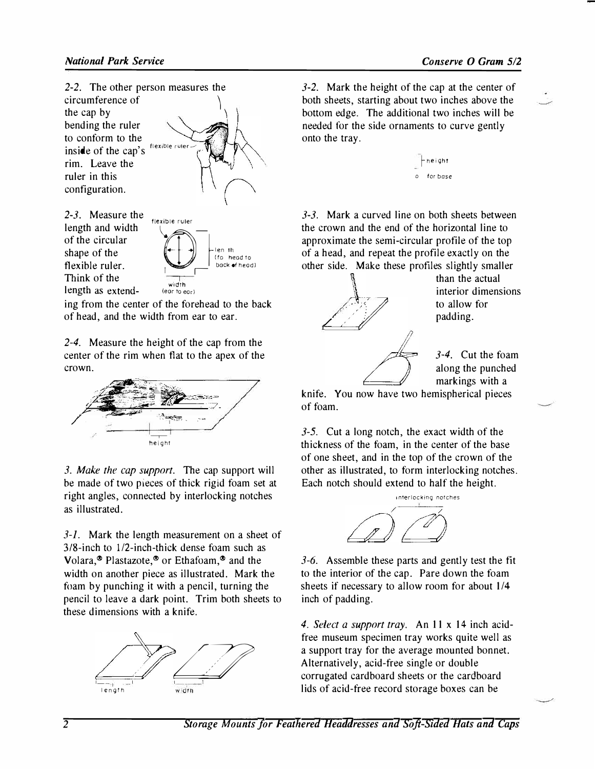*2-2.* The other person measures the circumference of the cap by bending the ruler to conform to the inside of the cap's rim. Leave the ruler in this configuration.

*2-3.* Measure the length and width of the circular shape of the flexible ruler. Think of the length as extending from the center of the forehead to the back of head, and the width from ear to ear.

*2-4.* Measure the height of the cap from the center of the rim when flat to the apex of the crown.

*3. Make the cap support.* The cap support will be made of two pieces of thick rigid foam set at right angles, connected by interlocking notches as illustrated.

*3-1.* Mark the length measurement on a sheet of 3/8-inch to 1/2-inch-thick dense foam such as Volara,® Plastazote,® or Ethafoam,® and the width on another piece as illustrated. Mark the foam by punching it with a pencil, turning the pencil to leave a dark point. Trim both sheets to these dimensions with a knife.

*3-2.* Mark the height of the cap at the center of both sheets, starting about two inches above the bottom edge. The additional two inches will be needed for the side ornaments to curve gently onto the tray.

*3-3.* Mark a curved line on both sheets between the crown and the end of the horizontal line to approximate the semi-circular profile of the top of a head, and repeat the profile exactly on the other side. Make these profiles slightly smaller than the actual interior dimensions to allow for padding.

*3-4.* Cut the foam along the punched markings with a knife. You now have two hemispherical pieces of foam.

*3-5.* Cut a long notch, the exact width of the thickness of the foam, in the center of the base of one sheet, and in the top of the crown of the other as illustrated, to form interlocking notches. Each notch should extend to half the height.

*3-6.* Assemble these parts and gently test the fit to the interior of the cap. Pare down the foam sheets if necessary to allow room for about 1/4 inch of padding.

*4. Select a support tray.* An 11 x 14 inch acid-free museum specimen tray works quite well as a support tray for the average mounted bonnet. Alternatively, acid-free single or double corrugated cardboard sheets or the cardboard lids of acid-free record storage boxes can be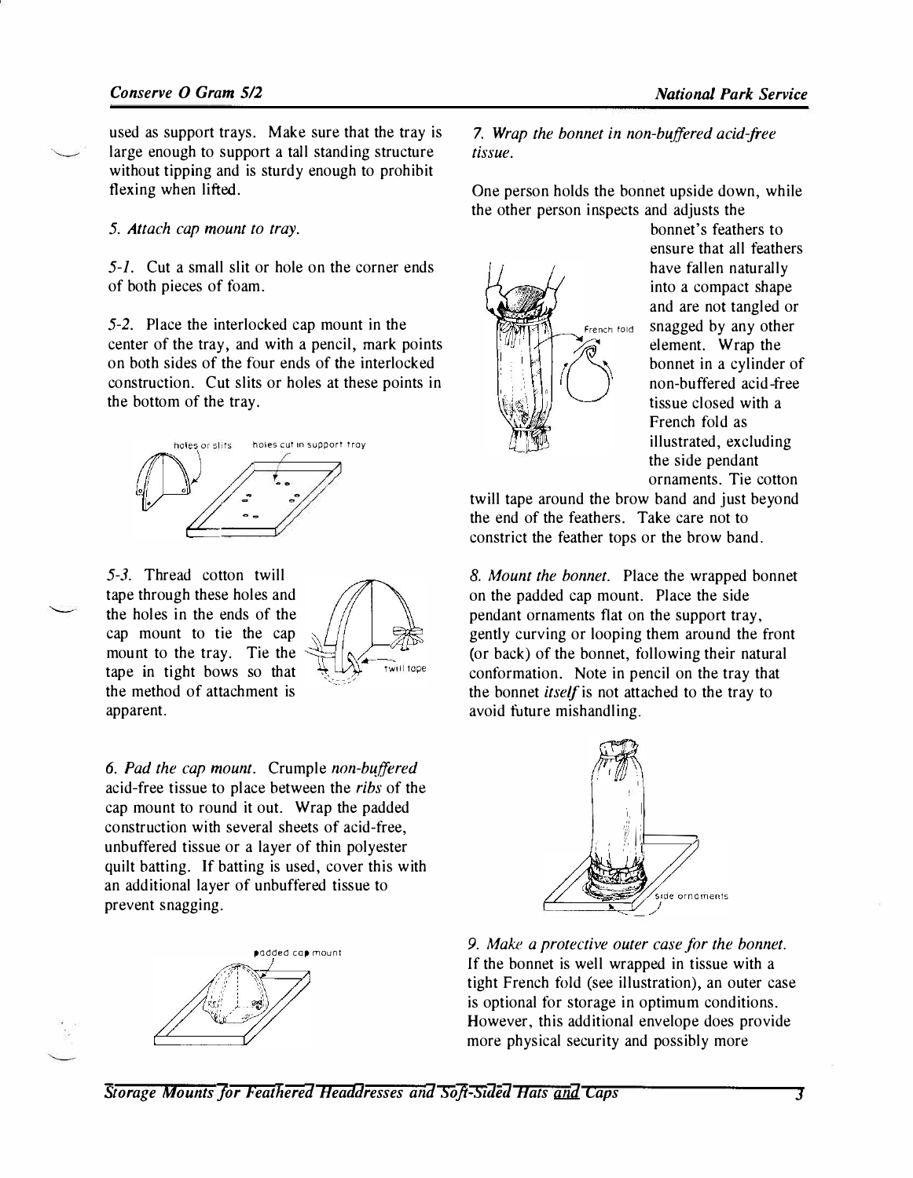used as support trays. Make sure that the tray is large enough to support a tall standing structure without tipping and is sturdy enough to prohibit flexing when lifted.

*5. Attach cap mount to tray.*

*5-1.* Cut a small slit or hole on the corner ends of both pieces of foam.

*5-2.* Place the interlocked cap mount in the center of the tray, and with a pencil, mark points on both sides of the four ends of the interlocked construction. Cut slits or holes at these points in the bottom of the tray.

holes or slits    holes cut in support tray

*5-3.* Thread cotton twill tape through these holes and the holes in the ends of the cap mount to tie the cap mount to the tray. Tie the tape in tight bows so that the method of attachment is apparent.

twill tape

*6. Pad the cap mount.* Crumple *non-buffered* acid-free tissue to place between the *ribs* of the cap mount to round it out. Wrap the padded construction with several sheets of acid-free, unbuffered tissue or a layer of thin polyester quilt batting. If batting is used, cover this with an additional layer of unbuffered tissue to prevent snagging.

padded cap mount

*7. Wrap the bonnet in non-buffered acid-free tissue.*

One person holds the bonnet upside down, while the other person inspects and adjusts the bonnet's feathers to ensure that all feathers have fallen naturally into a compact shape and are not tangled or snagged by any other element. Wrap the bonnet in a cylinder of non-buffered acid-free tissue closed with a French fold as illustrated, excluding the side pendant ornaments. Tie cotton twill tape around the brow band and just beyond the end of the feathers. Take care not to constrict the feather tops or the brow band.

French fold

*8. Mount the bonnet.* Place the wrapped bonnet on the padded cap mount. Place the side pendant ornaments flat on the support tray, gently curving or looping them around the front (or back) of the bonnet, following their natural conformation. Note in pencil on the tray that the bonnet *itself* is not attached to the tray to avoid future mishandling.

side ornaments

*9. Make a protective outer case for the bonnet.* If the bonnet is well wrapped in tissue with a tight French fold (see illustration), an outer case is optional for storage in optimum conditions. However, this additional envelope does provide more physical security and possibly more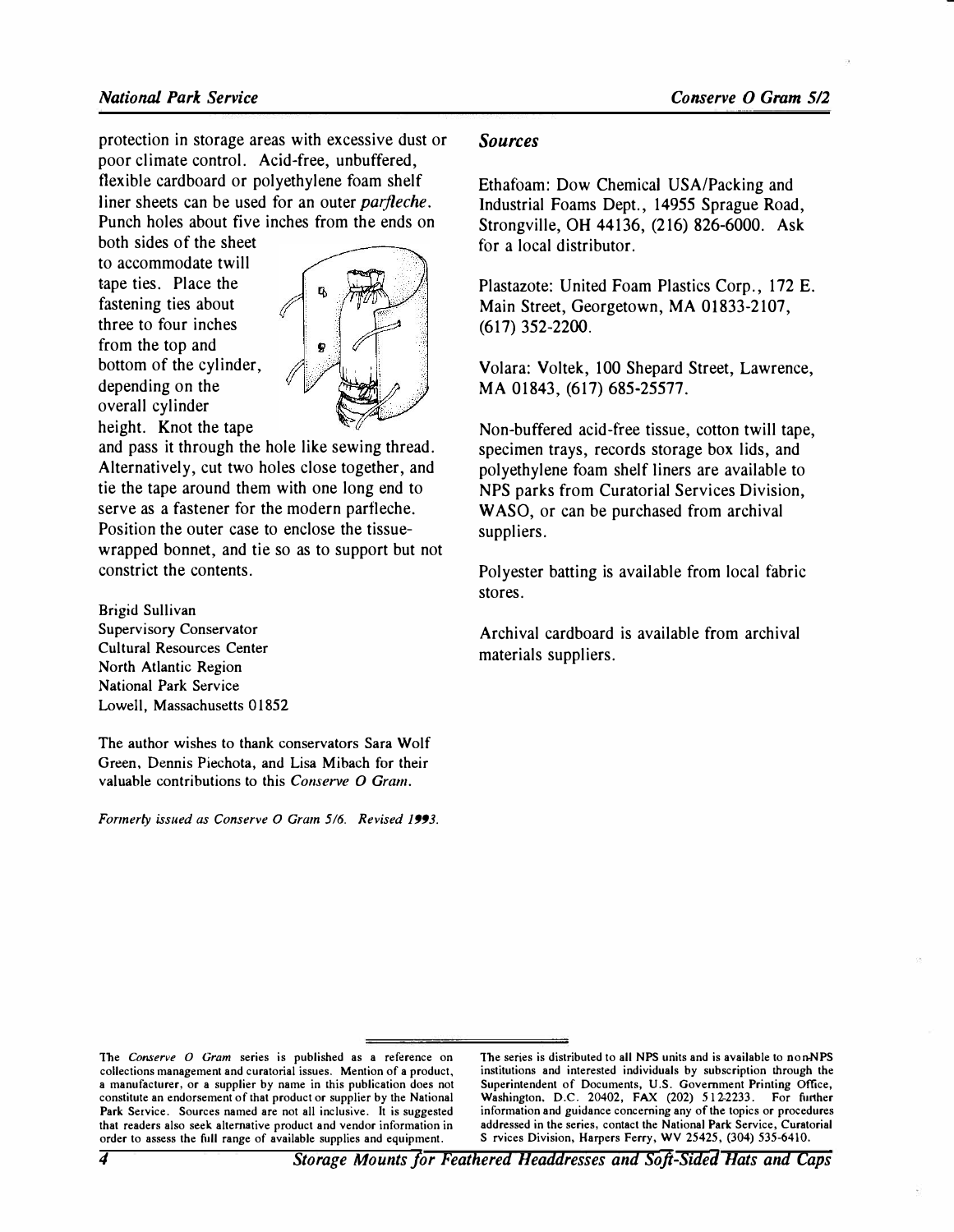protection in storage areas with excessive dust or poor climate control. Acid-free, unbuffered, flexible cardboard or polyethylene foam shelf liner sheets can be used for an outer *parfleche*. Punch holes about five inches from the ends on both sides of the sheet to accommodate twill tape ties. Place the fastening ties about three to four inches from the top and bottom of the cylinder, depending on the overall cylinder height. Knot the tape and pass it through the hole like sewing thread. Alternatively, cut two holes close together, and tie the tape around them with one long end to serve as a fastener for the modern parfleche. Position the outer case to enclose the tissue-wrapped bonnet, and tie so as to support but not constrict the contents.

Brigid Sullivan
Supervisory Conservator
Cultural Resources Center
North Atlantic Region
National Park Service
Lowell, Massachusetts 01852

The author wishes to thank conservators Sara Wolf Green, Dennis Piechota, and Lisa Mibach for their valuable contributions to this *Conserve O Gram*.

*Formerly issued as Conserve O Gram 5/6. Revised 1993.*

## Sources

Ethafoam: Dow Chemical USA/Packing and Industrial Foams Dept., 14955 Sprague Road, Strongville, OH 44136, (216) 826-6000. Ask for a local distributor.

Plastazote: United Foam Plastics Corp., 172 E. Main Street, Georgetown, MA 01833-2107, (617) 352-2200.

Volara: Voltek, 100 Shepard Street, Lawrence, MA 01843, (617) 685-25577.

Non-buffered acid-free tissue, cotton twill tape, specimen trays, records storage box lids, and polyethylene foam shelf liners are available to NPS parks from Curatorial Services Division, WASO, or can be purchased from archival suppliers.

Polyester batting is available from local fabric stores.

Archival cardboard is available from archival materials suppliers.

The *Conserve O Gram* series is published as a reference on collections management and curatorial issues. Mention of a product, a manufacturer, or a supplier by name in this publication does not constitute an endorsement of that product or supplier by the National Park Service. Sources named are not all inclusive. It is suggested that readers also seek alternative product and vendor information in order to assess the full range of available supplies and equipment.

The series is distributed to all NPS units and is available to non-NPS institutions and interested individuals by subscription through the Superintendent of Documents, U.S. Government Printing Office, Washington, D.C. 20402, FAX (202) 512-2233. For further information and guidance concerning any of the topics or procedures addressed in the series, contact the National Park Service, Curatorial S rvices Division, Harpers Ferry, WV 25425, (304) 535-6410.